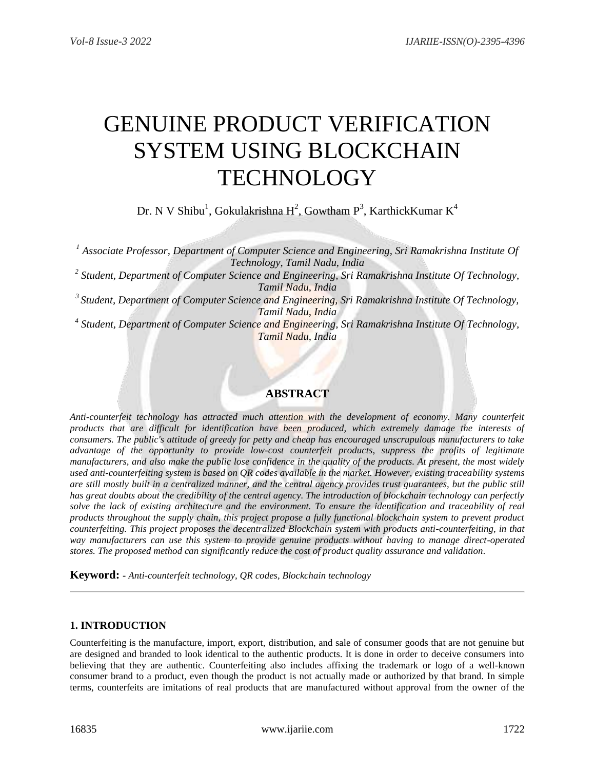# GENUINE PRODUCT VERIFICATION SYSTEM USING BLOCKCHAIN TECHNOLOGY

Dr. N V Shibu[1], Gokulakrishna H[2], Gowtham P[3], KarthickKumar K[4]

*[1] Associate Professor, Department of Computer Science and Engineering, Sri Ramakrishna Institute Of Technology, Tamil Nadu, India*
*[2] Student, Department of Computer Science and Engineering, Sri Ramakrishna Institute Of Technology, Tamil Nadu, India*
*[3] Student, Department of Computer Science and Engineering, Sri Ramakrishna Institute Of Technology, Tamil Nadu, India*
*[4] Student, Department of Computer Science and Engineering, Sri Ramakrishna Institute Of Technology, Tamil Nadu, India*

## ABSTRACT

*Anti-counterfeit technology has attracted much attention with the development of economy. Many counterfeit products that are difficult for identification have been produced, which extremely damage the interests of consumers. The public's attitude of greedy for petty and cheap has encouraged unscrupulous manufacturers to take advantage of the opportunity to provide low-cost counterfeit products, suppress the profits of legitimate manufacturers, and also make the public lose confidence in the quality of the products. At present, the most widely used anti-counterfeiting system is based on QR codes available in the market. However, existing traceability systems are still mostly built in a centralized manner, and the central agency provides trust guarantees, but the public still has great doubts about the credibility of the central agency. The introduction of blockchain technology can perfectly solve the lack of existing architecture and the environment. To ensure the identification and traceability of real products throughout the supply chain, this project propose a fully functional blockchain system to prevent product counterfeiting. This project proposes the decentralized Blockchain system with products anti-counterfeiting, in that way manufacturers can use this system to provide genuine products without having to manage direct-operated stores. The proposed method can significantly reduce the cost of product quality assurance and validation.*

**Keyword:** - *Anti-counterfeit technology, QR codes, Blockchain technology*

---

## 1. INTRODUCTION

Counterfeiting is the manufacture, import, export, distribution, and sale of consumer goods that are not genuine but are designed and branded to look identical to the authentic products. It is done in order to deceive consumers into believing that they are authentic. Counterfeiting also includes affixing the trademark or logo of a well-known consumer brand to a product, even though the product is not actually made or authorized by that brand. In simple terms, counterfeits are imitations of real products that are manufactured without approval from the owner of the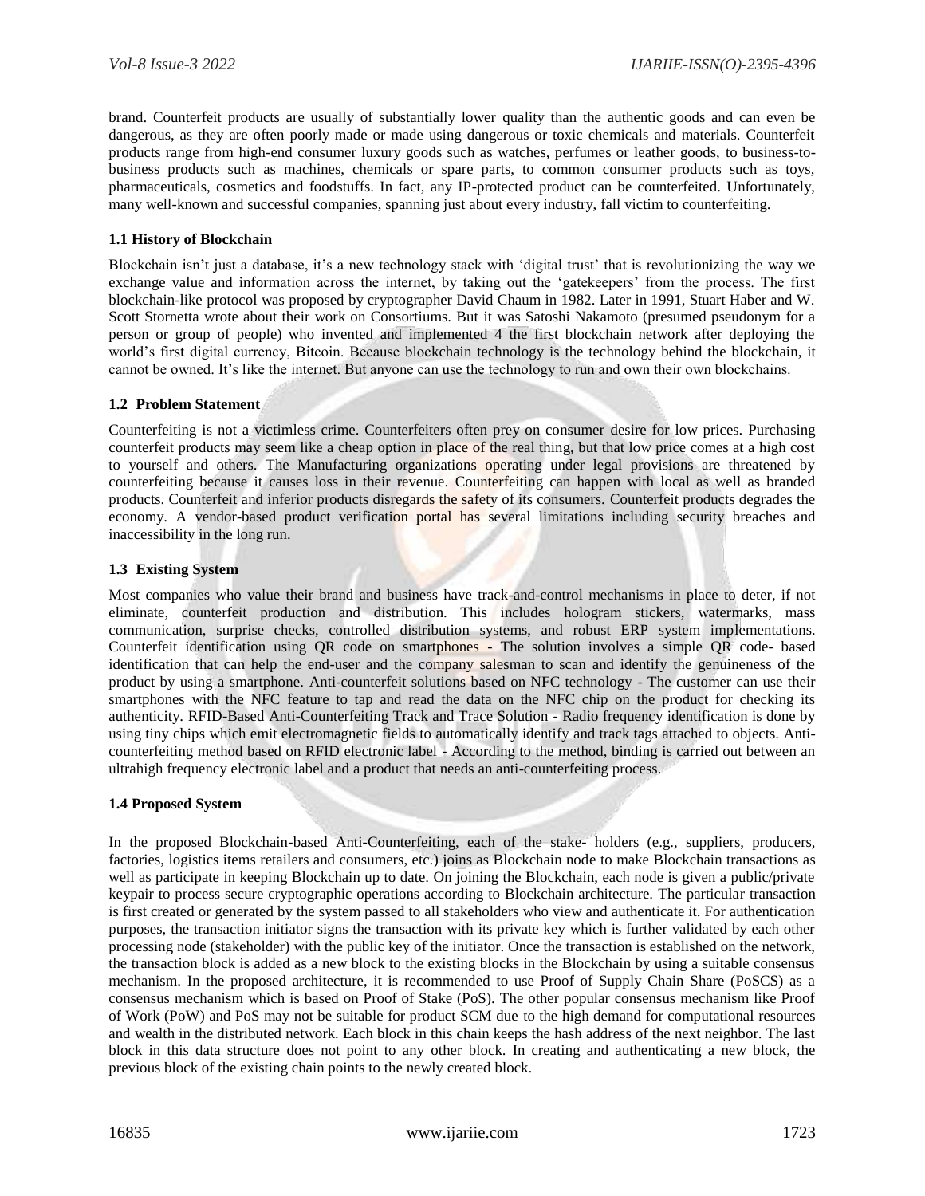brand. Counterfeit products are usually of substantially lower quality than the authentic goods and can even be dangerous, as they are often poorly made or made using dangerous or toxic chemicals and materials. Counterfeit products range from high-end consumer luxury goods such as watches, perfumes or leather goods, to business-to-business products such as machines, chemicals or spare parts, to common consumer products such as toys, pharmaceuticals, cosmetics and foodstuffs. In fact, any IP-protected product can be counterfeited. Unfortunately, many well-known and successful companies, spanning just about every industry, fall victim to counterfeiting.

### 1.1 History of Blockchain

Blockchain isn't just a database, it's a new technology stack with 'digital trust' that is revolutionizing the way we exchange value and information across the internet, by taking out the 'gatekeepers' from the process. The first blockchain-like protocol was proposed by cryptographer David Chaum in 1982. Later in 1991, Stuart Haber and W. Scott Stornetta wrote about their work on Consortiums. But it was Satoshi Nakamoto (presumed pseudonym for a person or group of people) who invented and implemented 4 the first blockchain network after deploying the world's first digital currency, Bitcoin. Because blockchain technology is the technology behind the blockchain, it cannot be owned. It's like the internet. But anyone can use the technology to run and own their own blockchains.

### 1.2 Problem Statement

Counterfeiting is not a victimless crime. Counterfeiters often prey on consumer desire for low prices. Purchasing counterfeit products may seem like a cheap option in place of the real thing, but that low price comes at a high cost to yourself and others. The Manufacturing organizations operating under legal provisions are threatened by counterfeiting because it causes loss in their revenue. Counterfeiting can happen with local as well as branded products. Counterfeit and inferior products disregards the safety of its consumers. Counterfeit products degrades the economy. A vendor-based product verification portal has several limitations including security breaches and inaccessibility in the long run.

### 1.3 Existing System

Most companies who value their brand and business have track-and-control mechanisms in place to deter, if not eliminate, counterfeit production and distribution. This includes hologram stickers, watermarks, mass communication, surprise checks, controlled distribution systems, and robust ERP system implementations. Counterfeit identification using QR code on smartphones - The solution involves a simple QR code- based identification that can help the end-user and the company salesman to scan and identify the genuineness of the product by using a smartphone. Anti-counterfeit solutions based on NFC technology - The customer can use their smartphones with the NFC feature to tap and read the data on the NFC chip on the product for checking its authenticity. RFID-Based Anti-Counterfeiting Track and Trace Solution - Radio frequency identification is done by using tiny chips which emit electromagnetic fields to automatically identify and track tags attached to objects. Anti-counterfeiting method based on RFID electronic label - According to the method, binding is carried out between an ultrahigh frequency electronic label and a product that needs an anti-counterfeiting process.

### 1.4 Proposed System

In the proposed Blockchain-based Anti-Counterfeiting, each of the stake- holders (e.g., suppliers, producers, factories, logistics items retailers and consumers, etc.) joins as Blockchain node to make Blockchain transactions as well as participate in keeping Blockchain up to date. On joining the Blockchain, each node is given a public/private keypair to process secure cryptographic operations according to Blockchain architecture. The particular transaction is first created or generated by the system passed to all stakeholders who view and authenticate it. For authentication purposes, the transaction initiator signs the transaction with its private key which is further validated by each other processing node (stakeholder) with the public key of the initiator. Once the transaction is established on the network, the transaction block is added as a new block to the existing blocks in the Blockchain by using a suitable consensus mechanism. In the proposed architecture, it is recommended to use Proof of Supply Chain Share (PoSCS) as a consensus mechanism which is based on Proof of Stake (PoS). The other popular consensus mechanism like Proof of Work (PoW) and PoS may not be suitable for product SCM due to the high demand for computational resources and wealth in the distributed network. Each block in this chain keeps the hash address of the next neighbor. The last block in this data structure does not point to any other block. In creating and authenticating a new block, the previous block of the existing chain points to the newly created block.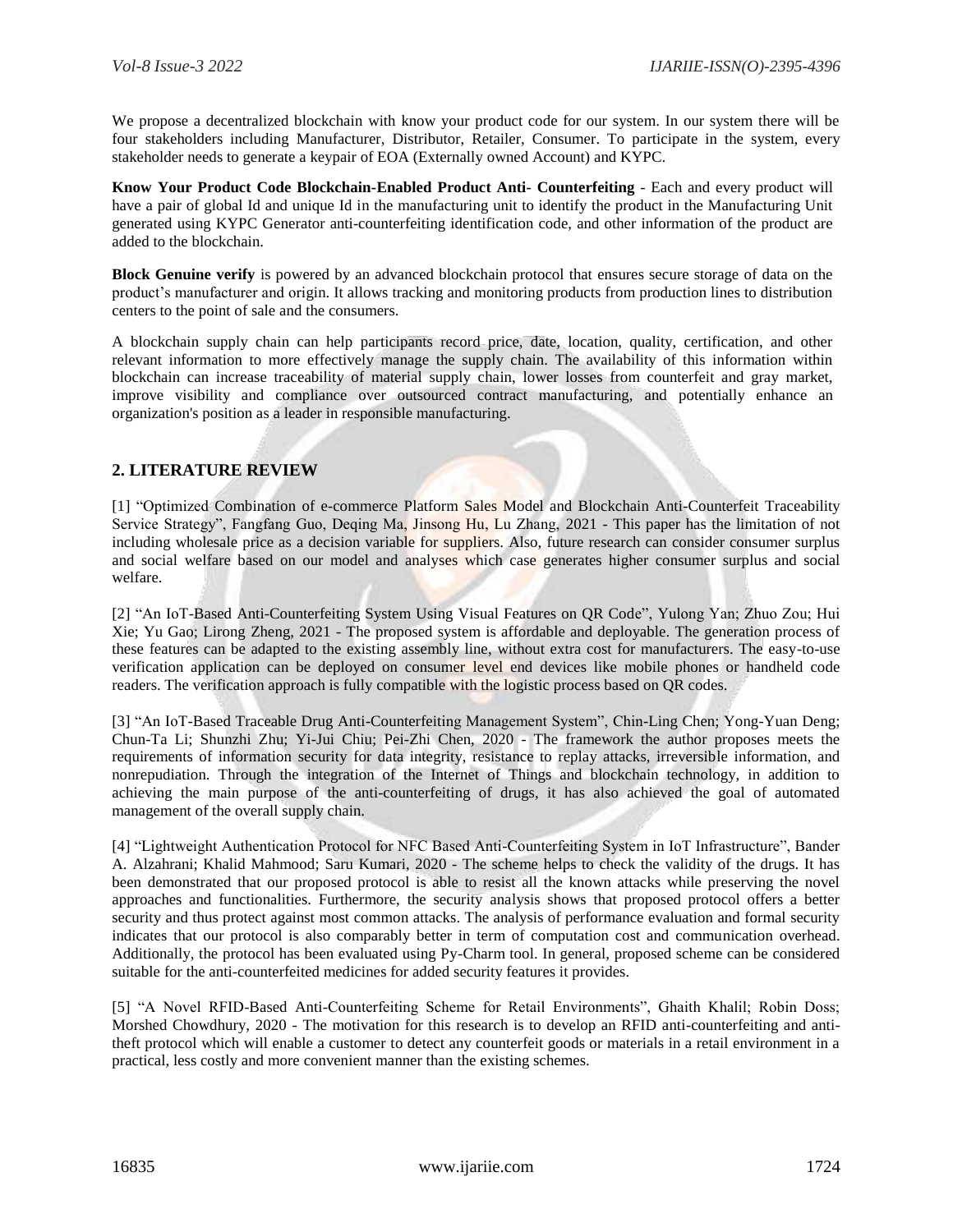We propose a decentralized blockchain with know your product code for our system. In our system there will be four stakeholders including Manufacturer, Distributor, Retailer, Consumer. To participate in the system, every stakeholder needs to generate a keypair of EOA (Externally owned Account) and KYPC.

**Know Your Product Code Blockchain-Enabled Product Anti- Counterfeiting** - Each and every product will have a pair of global Id and unique Id in the manufacturing unit to identify the product in the Manufacturing Unit generated using KYPC Generator anti-counterfeiting identification code, and other information of the product are added to the blockchain.

**Block Genuine verify** is powered by an advanced blockchain protocol that ensures secure storage of data on the product's manufacturer and origin. It allows tracking and monitoring products from production lines to distribution centers to the point of sale and the consumers.

A blockchain supply chain can help participants record price, date, location, quality, certification, and other relevant information to more effectively manage the supply chain. The availability of this information within blockchain can increase traceability of material supply chain, lower losses from counterfeit and gray market, improve visibility and compliance over outsourced contract manufacturing, and potentially enhance an organization's position as a leader in responsible manufacturing.

## 2. LITERATURE REVIEW

[1] "Optimized Combination of e-commerce Platform Sales Model and Blockchain Anti-Counterfeit Traceability Service Strategy", Fangfang Guo, Deqing Ma, Jinsong Hu, Lu Zhang, 2021 - This paper has the limitation of not including wholesale price as a decision variable for suppliers. Also, future research can consider consumer surplus and social welfare based on our model and analyses which case generates higher consumer surplus and social welfare.

[2] "An IoT-Based Anti-Counterfeiting System Using Visual Features on QR Code", Yulong Yan; Zhuo Zou; Hui Xie; Yu Gao; Lirong Zheng, 2021 - The proposed system is affordable and deployable. The generation process of these features can be adapted to the existing assembly line, without extra cost for manufacturers. The easy-to-use verification application can be deployed on consumer level end devices like mobile phones or handheld code readers. The verification approach is fully compatible with the logistic process based on QR codes.

[3] "An IoT-Based Traceable Drug Anti-Counterfeiting Management System", Chin-Ling Chen; Yong-Yuan Deng; Chun-Ta Li; Shunzhi Zhu; Yi-Jui Chiu; Pei-Zhi Chen, 2020 - The framework the author proposes meets the requirements of information security for data integrity, resistance to replay attacks, irreversible information, and nonrepudiation. Through the integration of the Internet of Things and blockchain technology, in addition to achieving the main purpose of the anti-counterfeiting of drugs, it has also achieved the goal of automated management of the overall supply chain.

[4] "Lightweight Authentication Protocol for NFC Based Anti-Counterfeiting System in IoT Infrastructure", Bander A. Alzahrani; Khalid Mahmood; Saru Kumari, 2020 - The scheme helps to check the validity of the drugs. It has been demonstrated that our proposed protocol is able to resist all the known attacks while preserving the novel approaches and functionalities. Furthermore, the security analysis shows that proposed protocol offers a better security and thus protect against most common attacks. The analysis of performance evaluation and formal security indicates that our protocol is also comparably better in term of computation cost and communication overhead. Additionally, the protocol has been evaluated using Py-Charm tool. In general, proposed scheme can be considered suitable for the anti-counterfeited medicines for added security features it provides.

[5] "A Novel RFID-Based Anti-Counterfeiting Scheme for Retail Environments", Ghaith Khalil; Robin Doss; Morshed Chowdhury, 2020 - The motivation for this research is to develop an RFID anti-counterfeiting and anti-theft protocol which will enable a customer to detect any counterfeit goods or materials in a retail environment in a practical, less costly and more convenient manner than the existing schemes.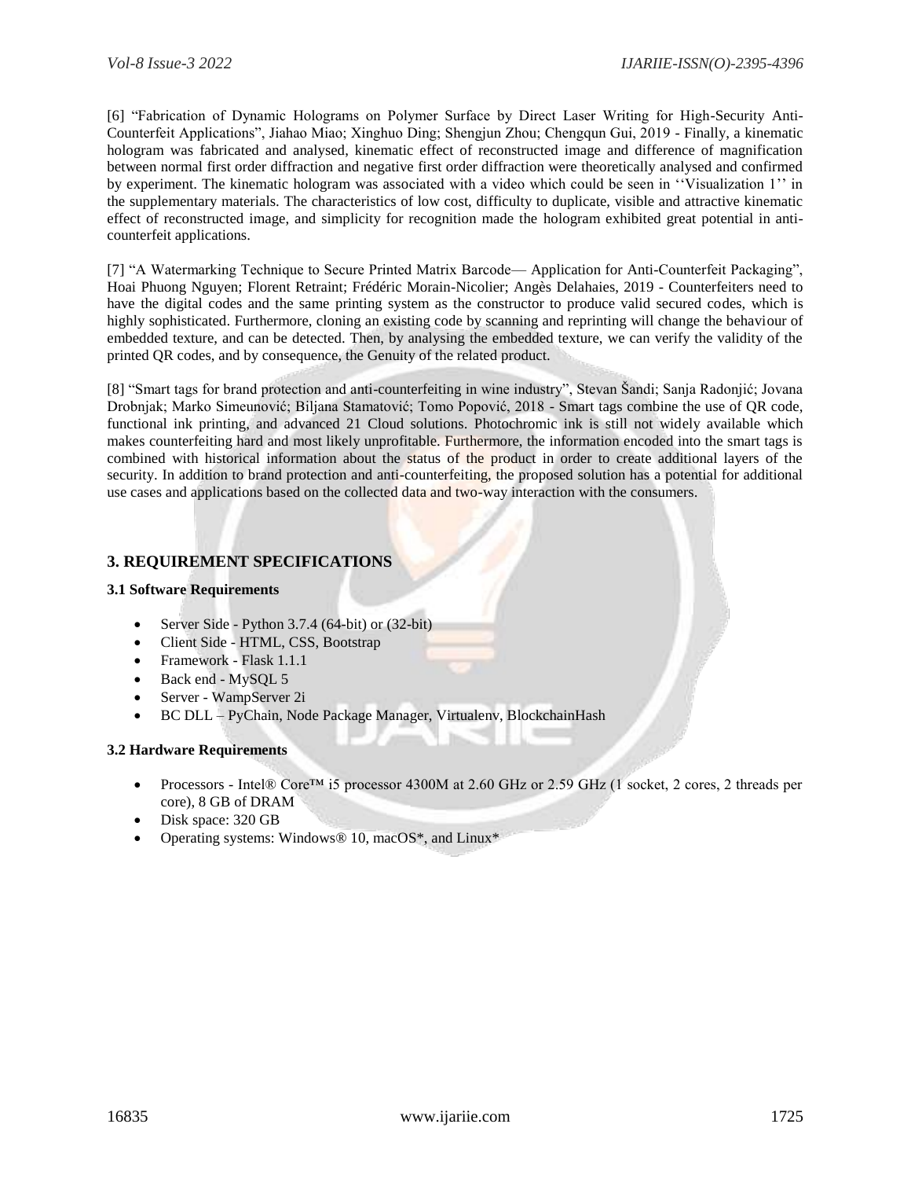[6] “Fabrication of Dynamic Holograms on Polymer Surface by Direct Laser Writing for High-Security Anti-Counterfeit Applications”, Jiahao Miao; Xinghuo Ding; Shengjun Zhou; Chengqun Gui, 2019 - Finally, a kinematic hologram was fabricated and analysed, kinematic effect of reconstructed image and difference of magnification between normal first order diffraction and negative first order diffraction were theoretically analysed and confirmed by experiment. The kinematic hologram was associated with a video which could be seen in ‘‘Visualization 1’’ in the supplementary materials. The characteristics of low cost, difficulty to duplicate, visible and attractive kinematic effect of reconstructed image, and simplicity for recognition made the hologram exhibited great potential in anti-counterfeit applications.

[7] “A Watermarking Technique to Secure Printed Matrix Barcode— Application for Anti-Counterfeit Packaging”, Hoai Phuong Nguyen; Florent Retraint; Frédéric Morain-Nicolier; Angès Delahaies, 2019 - Counterfeiters need to have the digital codes and the same printing system as the constructor to produce valid secured codes, which is highly sophisticated. Furthermore, cloning an existing code by scanning and reprinting will change the behaviour of embedded texture, and can be detected. Then, by analysing the embedded texture, we can verify the validity of the printed QR codes, and by consequence, the Genuity of the related product.

[8] “Smart tags for brand protection and anti-counterfeiting in wine industry”, Stevan Šandi; Sanja Radonjić; Jovana Drobnjak; Marko Simeunović; Biljana Stamatović; Tomo Popović, 2018 - Smart tags combine the use of QR code, functional ink printing, and advanced 21 Cloud solutions. Photochromic ink is still not widely available which makes counterfeiting hard and most likely unprofitable. Furthermore, the information encoded into the smart tags is combined with historical information about the status of the product in order to create additional layers of the security. In addition to brand protection and anti-counterfeiting, the proposed solution has a potential for additional use cases and applications based on the collected data and two-way interaction with the consumers.

## 3. REQUIREMENT SPECIFICATIONS

### 3.1 Software Requirements

- Server Side - Python 3.7.4 (64-bit) or (32-bit)
- Client Side - HTML, CSS, Bootstrap
- Framework - Flask 1.1.1
- Back end - MySQL 5
- Server - WampServer 2i
- BC DLL – PyChain, Node Package Manager, Virtualenv, BlockchainHash

### 3.2 Hardware Requirements

- Processors - Intel® Core™ i5 processor 4300M at 2.60 GHz or 2.59 GHz (1 socket, 2 cores, 2 threads per core), 8 GB of DRAM
- Disk space: 320 GB
- Operating systems: Windows® 10, macOS*, and Linux*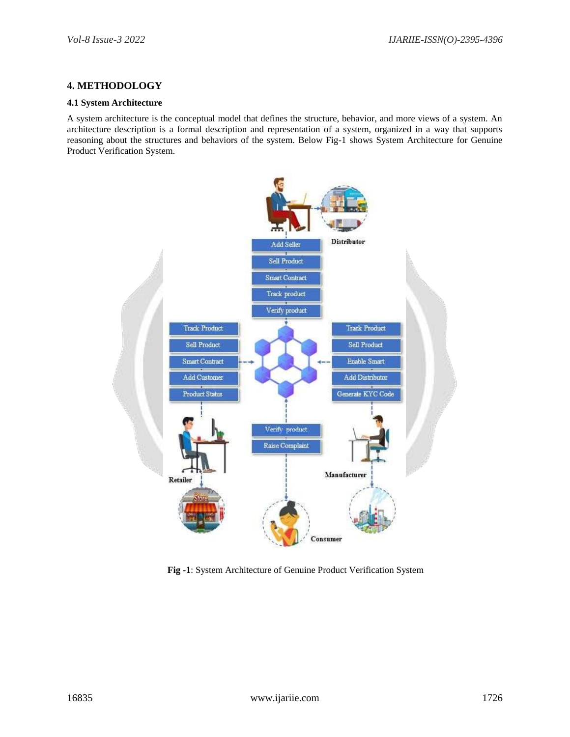## 4. METHODOLOGY

### 4.1 System Architecture

A system architecture is the conceptual model that defines the structure, behavior, and more views of a system. An architecture description is a formal description and representation of a system, organized in a way that supports reasoning about the structures and behaviors of the system. Below Fig-1 shows System Architecture for Genuine Product Verification System.

**Fig -1**: System Architecture of Genuine Product Verification System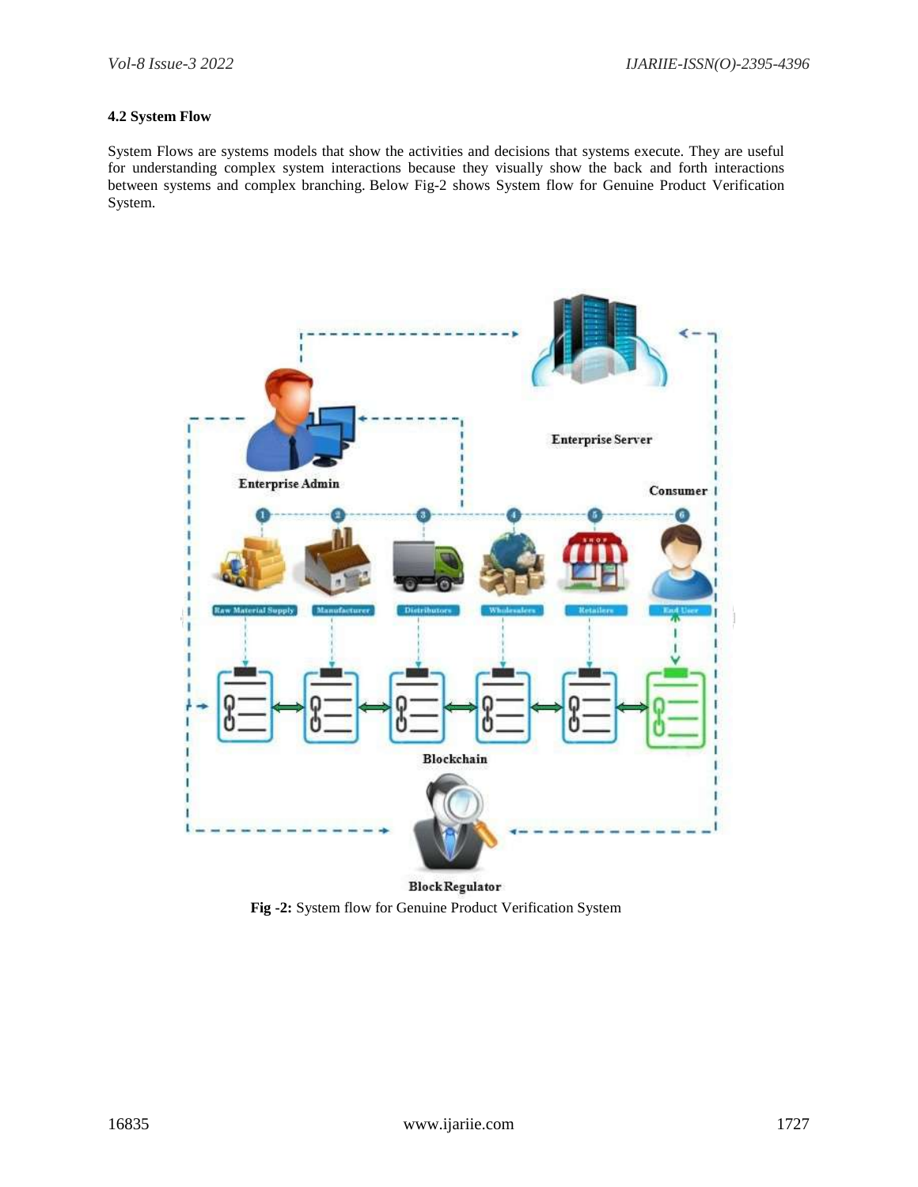### 4.2 System Flow

System Flows are systems models that show the activities and decisions that systems execute. They are useful for understanding complex system interactions because they visually show the back and forth interactions between systems and complex branching. Below Fig-2 shows System flow for Genuine Product Verification System.

**Fig -2:** System flow for Genuine Product Verification System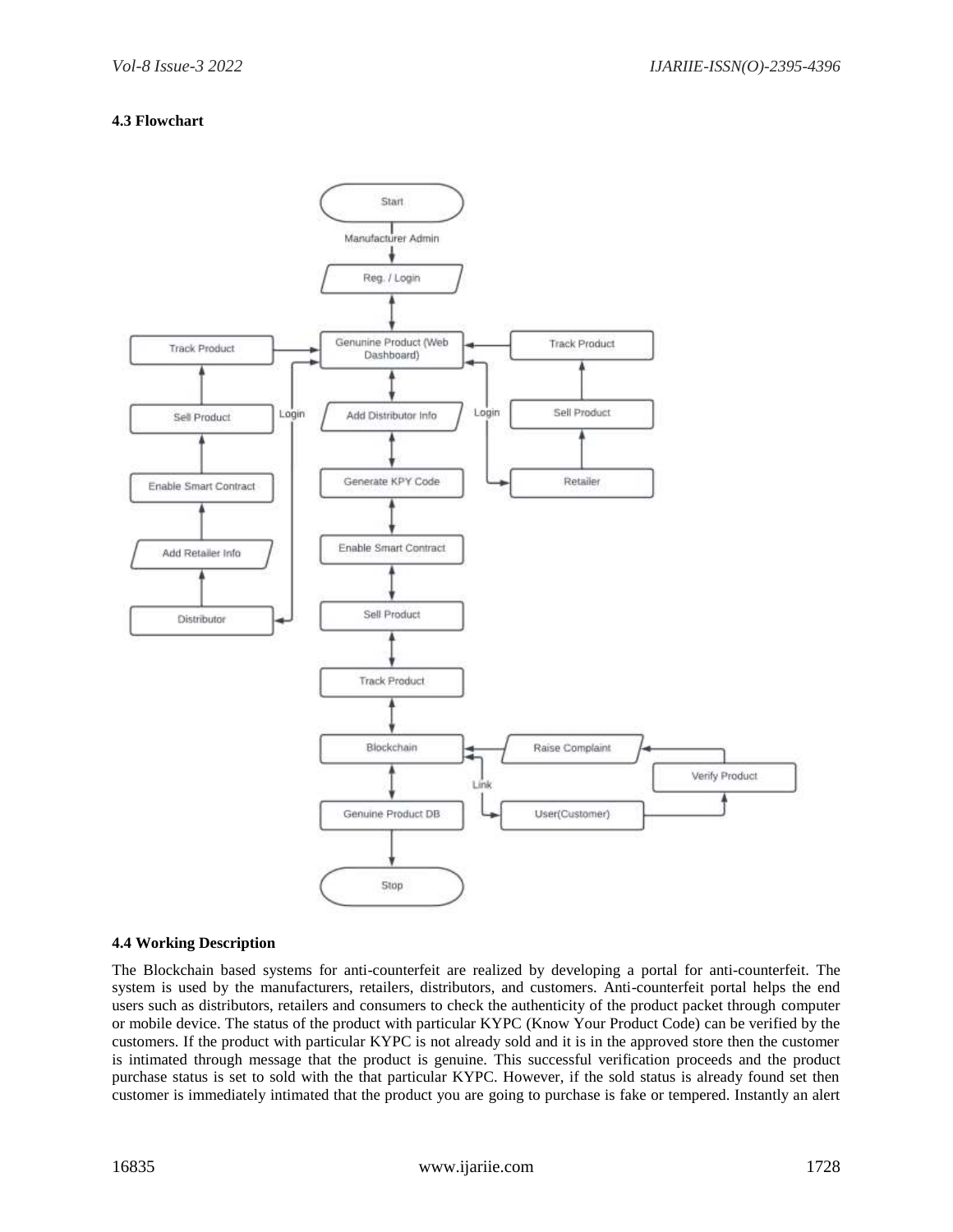### 4.3 Flowchart

### 4.4 Working Description

The Blockchain based systems for anti-counterfeit are realized by developing a portal for anti-counterfeit. The system is used by the manufacturers, retailers, distributors, and customers. Anti-counterfeit portal helps the end users such as distributors, retailers and consumers to check the authenticity of the product packet through computer or mobile device. The status of the product with particular KYPC (Know Your Product Code) can be verified by the customers. If the product with particular KYPC is not already sold and it is in the approved store then the customer is intimated through message that the product is genuine. This successful verification proceeds and the product purchase status is set to sold with the that particular KYPC. However, if the sold status is already found set then customer is immediately intimated that the product you are going to purchase is fake or tempered. Instantly an alert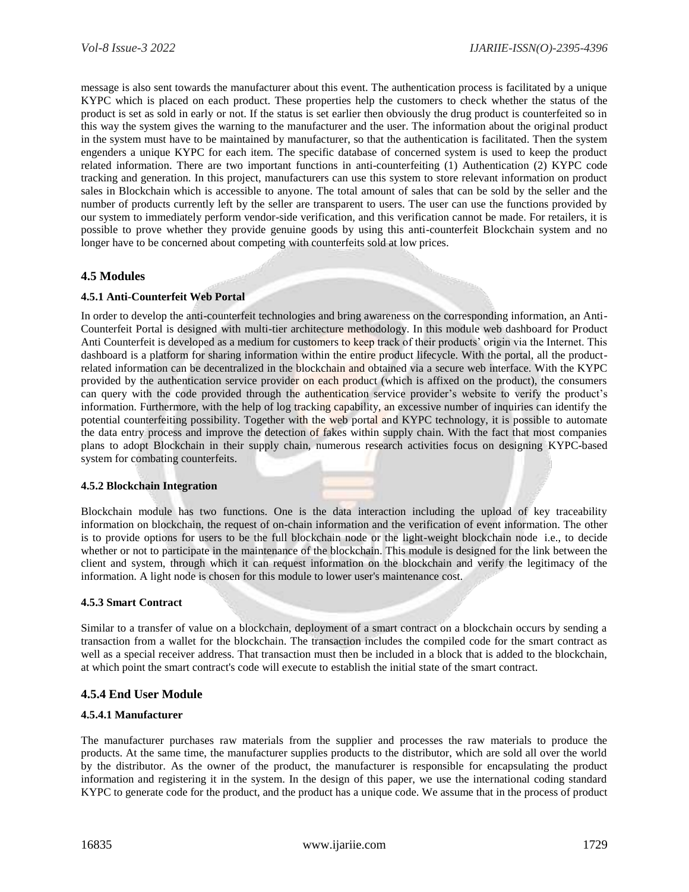message is also sent towards the manufacturer about this event. The authentication process is facilitated by a unique KYPC which is placed on each product. These properties help the customers to check whether the status of the product is set as sold in early or not. If the status is set earlier then obviously the drug product is counterfeited so in this way the system gives the warning to the manufacturer and the user. The information about the original product in the system must have to be maintained by manufacturer, so that the authentication is facilitated. Then the system engenders a unique KYPC for each item. The specific database of concerned system is used to keep the product related information. There are two important functions in anti-counterfeiting (1) Authentication (2) KYPC code tracking and generation. In this project, manufacturers can use this system to store relevant information on product sales in Blockchain which is accessible to anyone. The total amount of sales that can be sold by the seller and the number of products currently left by the seller are transparent to users. The user can use the functions provided by our system to immediately perform vendor-side verification, and this verification cannot be made. For retailers, it is possible to prove whether they provide genuine goods by using this anti-counterfeit Blockchain system and no longer have to be concerned about competing with counterfeits sold at low prices.

## 4.5 Modules

### 4.5.1 Anti-Counterfeit Web Portal

In order to develop the anti-counterfeit technologies and bring awareness on the corresponding information, an Anti-Counterfeit Portal is designed with multi-tier architecture methodology. In this module web dashboard for Product Anti Counterfeit is developed as a medium for customers to keep track of their products' origin via the Internet. This dashboard is a platform for sharing information within the entire product lifecycle. With the portal, all the product-related information can be decentralized in the blockchain and obtained via a secure web interface. With the KYPC provided by the authentication service provider on each product (which is affixed on the product), the consumers can query with the code provided through the authentication service provider's website to verify the product's information. Furthermore, with the help of log tracking capability, an excessive number of inquiries can identify the potential counterfeiting possibility. Together with the web portal and KYPC technology, it is possible to automate the data entry process and improve the detection of fakes within supply chain. With the fact that most companies plans to adopt Blockchain in their supply chain, numerous research activities focus on designing KYPC-based system for combating counterfeits.

### 4.5.2 Blockchain Integration

Blockchain module has two functions. One is the data interaction including the upload of key traceability information on blockchain, the request of on-chain information and the verification of event information. The other is to provide options for users to be the full blockchain node or the light-weight blockchain node i.e., to decide whether or not to participate in the maintenance of the blockchain. This module is designed for the link between the client and system, through which it can request information on the blockchain and verify the legitimacy of the information. A light node is chosen for this module to lower user's maintenance cost.

### 4.5.3 Smart Contract

Similar to a transfer of value on a blockchain, deployment of a smart contract on a blockchain occurs by sending a transaction from a wallet for the blockchain. The transaction includes the compiled code for the smart contract as well as a special receiver address. That transaction must then be included in a block that is added to the blockchain, at which point the smart contract's code will execute to establish the initial state of the smart contract.

## 4.5.4 End User Module

### 4.5.4.1 Manufacturer

The manufacturer purchases raw materials from the supplier and processes the raw materials to produce the products. At the same time, the manufacturer supplies products to the distributor, which are sold all over the world by the distributor. As the owner of the product, the manufacturer is responsible for encapsulating the product information and registering it in the system. In the design of this paper, we use the international coding standard KYPC to generate code for the product, and the product has a unique code. We assume that in the process of product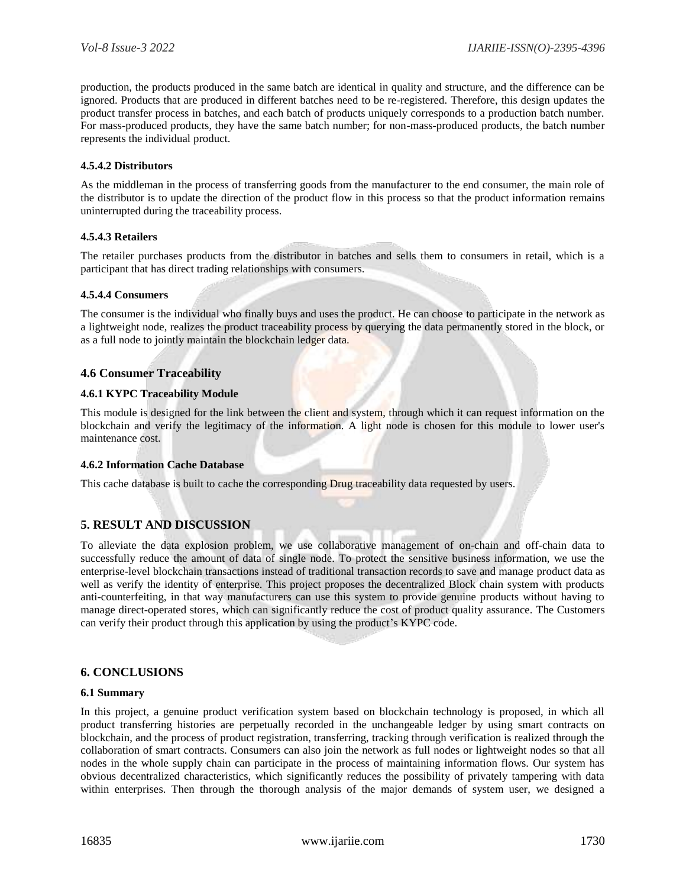production, the products produced in the same batch are identical in quality and structure, and the difference can be ignored. Products that are produced in different batches need to be re-registered. Therefore, this design updates the product transfer process in batches, and each batch of products uniquely corresponds to a production batch number. For mass-produced products, they have the same batch number; for non-mass-produced products, the batch number represents the individual product.

#### 4.5.4.2 Distributors

As the middleman in the process of transferring goods from the manufacturer to the end consumer, the main role of the distributor is to update the direction of the product flow in this process so that the product information remains uninterrupted during the traceability process.

#### 4.5.4.3 Retailers

The retailer purchases products from the distributor in batches and sells them to consumers in retail, which is a participant that has direct trading relationships with consumers.

#### 4.5.4.4 Consumers

The consumer is the individual who finally buys and uses the product. He can choose to participate in the network as a lightweight node, realizes the product traceability process by querying the data permanently stored in the block, or as a full node to jointly maintain the blockchain ledger data.

## 4.6 Consumer Traceability

### 4.6.1 KYPC Traceability Module

This module is designed for the link between the client and system, through which it can request information on the blockchain and verify the legitimacy of the information. A light node is chosen for this module to lower user's maintenance cost.

### 4.6.2 Information Cache Database

This cache database is built to cache the corresponding Drug traceability data requested by users.

## 5. RESULT AND DISCUSSION

To alleviate the data explosion problem, we use collaborative management of on-chain and off-chain data to successfully reduce the amount of data of single node. To protect the sensitive business information, we use the enterprise-level blockchain transactions instead of traditional transaction records to save and manage product data as well as verify the identity of enterprise. This project proposes the decentralized Block chain system with products anti-counterfeiting, in that way manufacturers can use this system to provide genuine products without having to manage direct-operated stores, which can significantly reduce the cost of product quality assurance. The Customers can verify their product through this application by using the product's KYPC code.

## 6. CONCLUSIONS

### 6.1 Summary

In this project, a genuine product verification system based on blockchain technology is proposed, in which all product transferring histories are perpetually recorded in the unchangeable ledger by using smart contracts on blockchain, and the process of product registration, transferring, tracking through verification is realized through the collaboration of smart contracts. Consumers can also join the network as full nodes or lightweight nodes so that all nodes in the whole supply chain can participate in the process of maintaining information flows. Our system has obvious decentralized characteristics, which significantly reduces the possibility of privately tampering with data within enterprises. Then through the thorough analysis of the major demands of system user, we designed a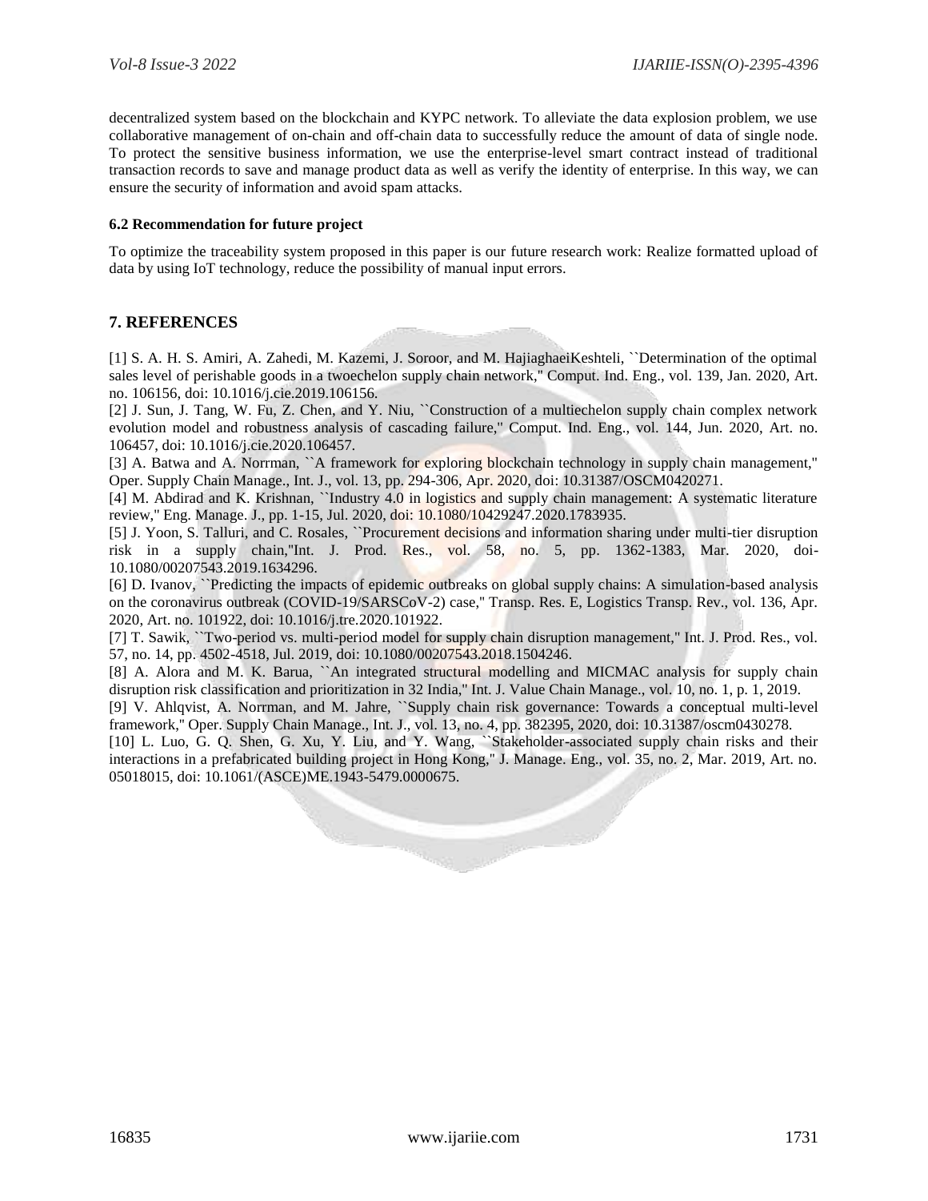decentralized system based on the blockchain and KYPC network. To alleviate the data explosion problem, we use collaborative management of on-chain and off-chain data to successfully reduce the amount of data of single node. To protect the sensitive business information, we use the enterprise-level smart contract instead of traditional transaction records to save and manage product data as well as verify the identity of enterprise. In this way, we can ensure the security of information and avoid spam attacks.

### 6.2 Recommendation for future project

To optimize the traceability system proposed in this paper is our future research work: Realize formatted upload of data by using IoT technology, reduce the possibility of manual input errors.

## 7. REFERENCES

[1] S. A. H. S. Amiri, A. Zahedi, M. Kazemi, J. Soroor, and M. HajiaghaeiKeshteli, ``Determination of the optimal sales level of perishable goods in a twoechelon supply chain network,'' Comput. Ind. Eng., vol. 139, Jan. 2020, Art. no. 106156, doi: 10.1016/j.cie.2019.106156.

[2] J. Sun, J. Tang, W. Fu, Z. Chen, and Y. Niu, ``Construction of a multiechelon supply chain complex network evolution model and robustness analysis of cascading failure,'' Comput. Ind. Eng., vol. 144, Jun. 2020, Art. no. 106457, doi: 10.1016/j.cie.2020.106457.

[3] A. Batwa and A. Norrman, ``A framework for exploring blockchain technology in supply chain management,'' Oper. Supply Chain Manage., Int. J., vol. 13, pp. 294-306, Apr. 2020, doi: 10.31387/OSCM0420271.

[4] M. Abdirad and K. Krishnan, ``Industry 4.0 in logistics and supply chain management: A systematic literature review,'' Eng. Manage. J., pp. 1-15, Jul. 2020, doi: 10.1080/10429247.2020.1783935.

[5] J. Yoon, S. Talluri, and C. Rosales, ``Procurement decisions and information sharing under multi-tier disruption risk in a supply chain,''Int. J. Prod. Res., vol. 58, no. 5, pp. 1362-1383, Mar. 2020, doi-10.1080/00207543.2019.1634296.

[6] D. Ivanov, ``Predicting the impacts of epidemic outbreaks on global supply chains: A simulation-based analysis on the coronavirus outbreak (COVID-19/SARSCoV-2) case,'' Transp. Res. E, Logistics Transp. Rev., vol. 136, Apr. 2020, Art. no. 101922, doi: 10.1016/j.tre.2020.101922.

[7] T. Sawik, ``Two-period vs. multi-period model for supply chain disruption management,'' Int. J. Prod. Res., vol. 57, no. 14, pp. 4502-4518, Jul. 2019, doi: 10.1080/00207543.2018.1504246.

[8] A. Alora and M. K. Barua, ``An integrated structural modelling and MICMAC analysis for supply chain disruption risk classification and prioritization in 32 India,'' Int. J. Value Chain Manage., vol. 10, no. 1, p. 1, 2019.

[9] V. Ahlqvist, A. Norrman, and M. Jahre, ``Supply chain risk governance: Towards a conceptual multi-level framework,'' Oper. Supply Chain Manage., Int. J., vol. 13, no. 4, pp. 382395, 2020, doi: 10.31387/oscm0430278.

[10] L. Luo, G. Q. Shen, G. Xu, Y. Liu, and Y. Wang, ``Stakeholder-associated supply chain risks and their interactions in a prefabricated building project in Hong Kong,'' J. Manage. Eng., vol. 35, no. 2, Mar. 2019, Art. no. 05018015, doi: 10.1061/(ASCE)ME.1943-5479.0000675.